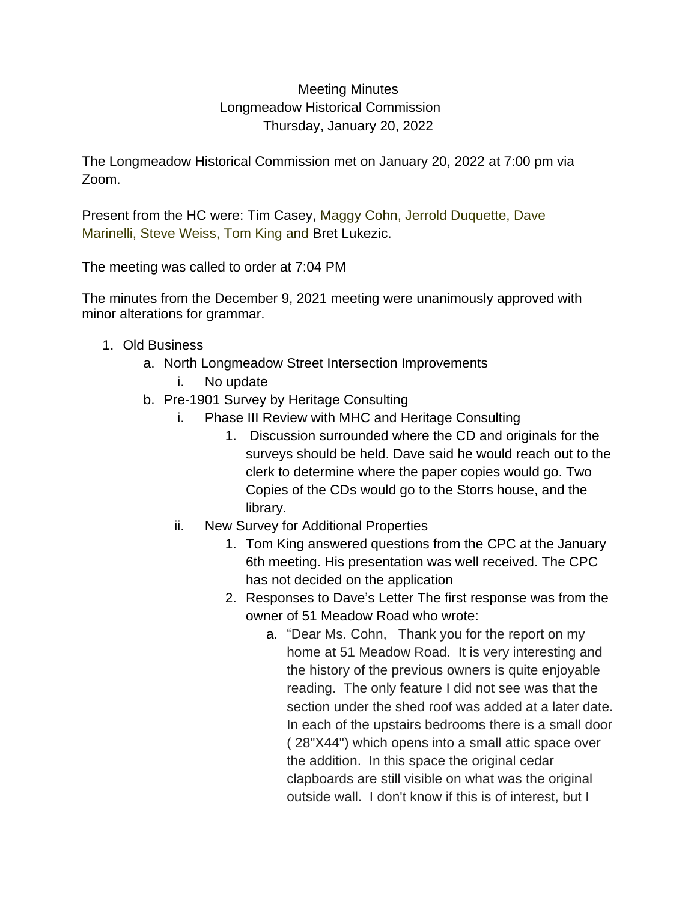Meeting Minutes
Longmeadow Historical Commission
Thursday, January 20, 2022

The Longmeadow Historical Commission met on January 20, 2022 at 7:00 pm via Zoom.

Present from the HC were: Tim Casey, Maggy Cohn, Jerrold Duquette, Dave Marinelli, Steve Weiss, Tom King and Bret Lukezic.

The meeting was called to order at 7:04 PM

The minutes from the December 9, 2021 meeting were unanimously approved with minor alterations for grammar.

1. Old Business
   a. North Longmeadow Street Intersection Improvements
      i. No update
   b. Pre-1901 Survey by Heritage Consulting
      i. Phase III Review with MHC and Heritage Consulting
         1. Discussion surrounded where the CD and originals for the surveys should be held. Dave said he would reach out to the clerk to determine where the paper copies would go. Two Copies of the CDs would go to the Storrs house, and the library.
      ii. New Survey for Additional Properties
         1. Tom King answered questions from the CPC at the January 6th meeting. His presentation was well received. The CPC has not decided on the application
         2. Responses to Dave's Letter The first response was from the owner of 51 Meadow Road who wrote:
            a. "Dear Ms. Cohn,   Thank you for the report on my home at 51 Meadow Road. It is very interesting and the history of the previous owners is quite enjoyable reading. The only feature I did not see was that the section under the shed roof was added at a later date. In each of the upstairs bedrooms there is a small door ( 28"X44") which opens into a small attic space over the addition. In this space the original cedar clapboards are still visible on what was the original outside wall. I don't know if this is of interest, but I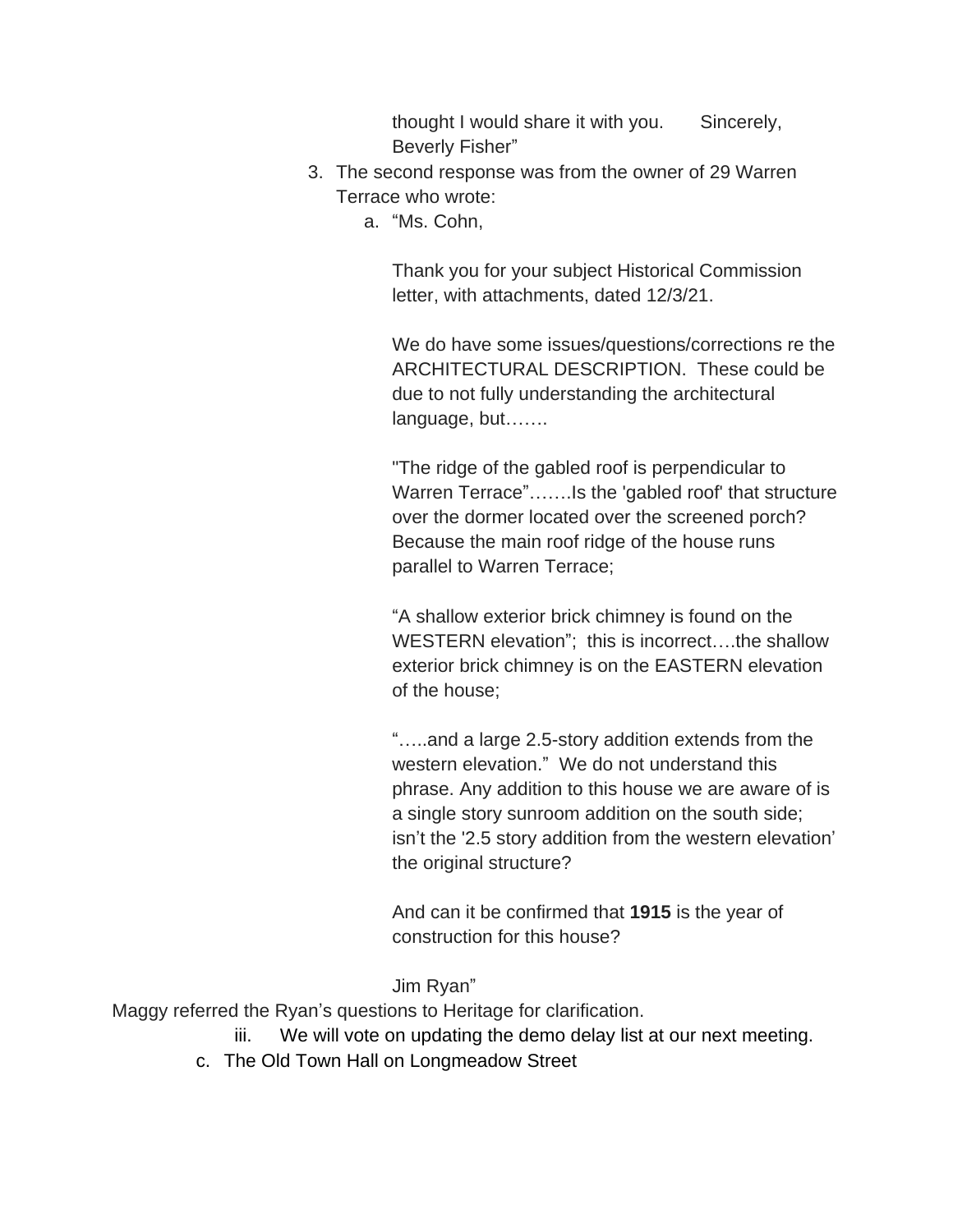thought I would share it with you. Sincerely, Beverly Fisher"

3. The second response was from the owner of 29 Warren Terrace who wrote:
    a. "Ms. Cohn,

       Thank you for your subject Historical Commission letter, with attachments, dated 12/3/21.

       We do have some issues/questions/corrections re the ARCHITECTURAL DESCRIPTION. These could be due to not fully understanding the architectural language, but…….

       "The ridge of the gabled roof is perpendicular to Warren Terrace"…….Is the 'gabled roof' that structure over the dormer located over the screened porch? Because the main roof ridge of the house runs parallel to Warren Terrace;

       "A shallow exterior brick chimney is found on the WESTERN elevation"; this is incorrect….the shallow exterior brick chimney is on the EASTERN elevation of the house;

       "…..and a large 2.5-story addition extends from the western elevation." We do not understand this phrase. Any addition to this house we are aware of is a single story sunroom addition on the south side; isn't the '2.5 story addition from the western elevation' the original structure?

       And can it be confirmed that **1915** is the year of construction for this house?

       Jim Ryan"

Maggy referred the Ryan's questions to Heritage for clarification.

iii. We will vote on updating the demo delay list at our next meeting.

c. The Old Town Hall on Longmeadow Street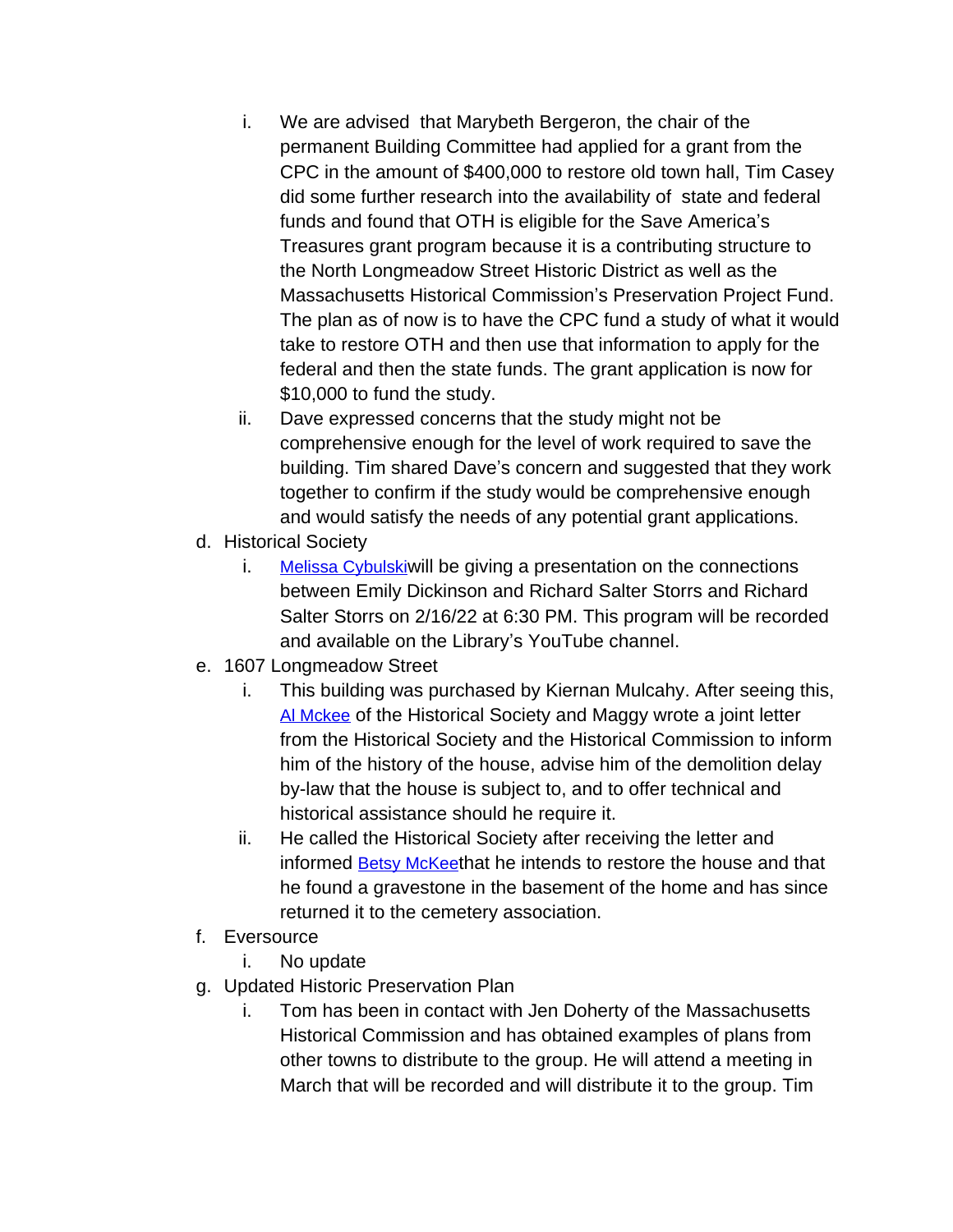i. We are advised that Marybeth Bergeron, the chair of the permanent Building Committee had applied for a grant from the CPC in the amount of $400,000 to restore old town hall, Tim Casey did some further research into the availability of state and federal funds and found that OTH is eligible for the Save America's Treasures grant program because it is a contributing structure to the North Longmeadow Street Historic District as well as the Massachusetts Historical Commission's Preservation Project Fund. The plan as of now is to have the CPC fund a study of what it would take to restore OTH and then use that information to apply for the federal and then the state funds. The grant application is now for $10,000 to fund the study.
   ii. Dave expressed concerns that the study might not be comprehensive enough for the level of work required to save the building. Tim shared Dave's concern and suggested that they work together to confirm if the study would be comprehensive enough and would satisfy the needs of any potential grant applications.

d. Historical Society
   i. Melissa Cybulskiwill be giving a presentation on the connections between Emily Dickinson and Richard Salter Storrs and Richard Salter Storrs on 2/16/22 at 6:30 PM. This program will be recorded and available on the Library's YouTube channel.

e. 1607 Longmeadow Street
   i. This building was purchased by Kiernan Mulcahy. After seeing this, Al Mckee of the Historical Society and Maggy wrote a joint letter from the Historical Society and the Historical Commission to inform him of the history of the house, advise him of the demolition delay by-law that the house is subject to, and to offer technical and historical assistance should he require it.
   ii. He called the Historical Society after receiving the letter and informed Betsy McKeethat he intends to restore the house and that he found a gravestone in the basement of the home and has since returned it to the cemetery association.

f. Eversource
   i. No update

g. Updated Historic Preservation Plan
   i. Tom has been in contact with Jen Doherty of the Massachusetts Historical Commission and has obtained examples of plans from other towns to distribute to the group. He will attend a meeting in March that will be recorded and will distribute it to the group. Tim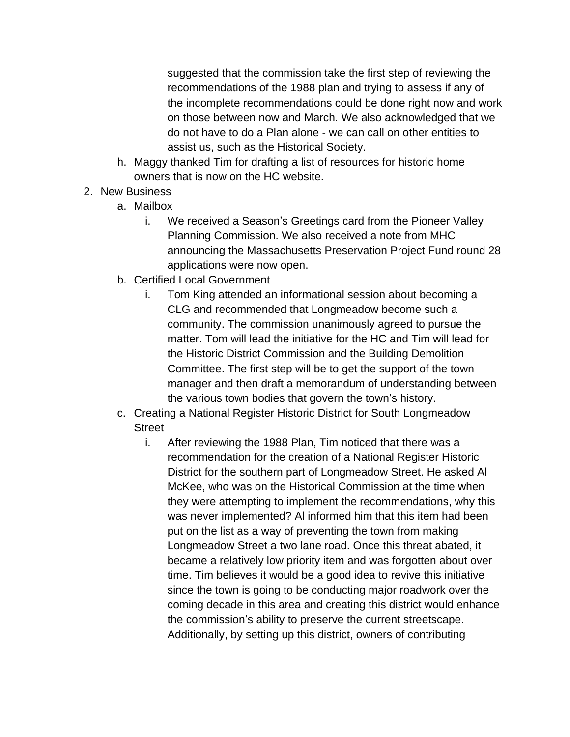suggested that the commission take the first step of reviewing the recommendations of the 1988 plan and trying to assess if any of the incomplete recommendations could be done right now and work on those between now and March. We also acknowledged that we do not have to do a Plan alone - we can call on other entities to assist us, such as the Historical Society.

   h. Maggy thanked Tim for drafting a list of resources for historic home owners that is now on the HC website.

2. New Business
   a. Mailbox
      i. We received a Season's Greetings card from the Pioneer Valley Planning Commission. We also received a note from MHC announcing the Massachusetts Preservation Project Fund round 28 applications were now open.
   b. Certified Local Government
      i. Tom King attended an informational session about becoming a CLG and recommended that Longmeadow become such a community. The commission unanimously agreed to pursue the matter. Tom will lead the initiative for the HC and Tim will lead for the Historic District Commission and the Building Demolition Committee. The first step will be to get the support of the town manager and then draft a memorandum of understanding between the various town bodies that govern the town's history.
   c. Creating a National Register Historic District for South Longmeadow Street
      i. After reviewing the 1988 Plan, Tim noticed that there was a recommendation for the creation of a National Register Historic District for the southern part of Longmeadow Street. He asked Al McKee, who was on the Historical Commission at the time when they were attempting to implement the recommendations, why this was never implemented? Al informed him that this item had been put on the list as a way of preventing the town from making Longmeadow Street a two lane road. Once this threat abated, it became a relatively low priority item and was forgotten about over time. Tim believes it would be a good idea to revive this initiative since the town is going to be conducting major roadwork over the coming decade in this area and creating this district would enhance the commission's ability to preserve the current streetscape. Additionally, by setting up this district, owners of contributing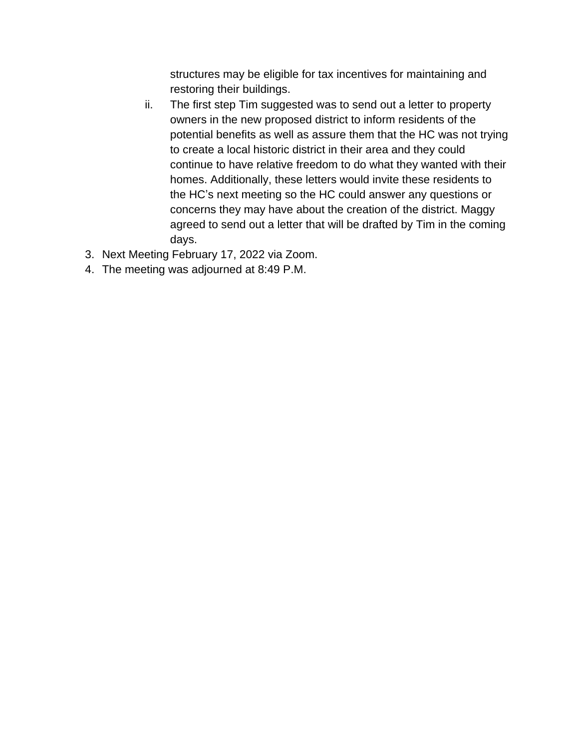structures may be eligible for tax incentives for maintaining and restoring their buildings.

   ii. The first step Tim suggested was to send out a letter to property owners in the new proposed district to inform residents of the potential benefits as well as assure them that the HC was not trying to create a local historic district in their area and they could continue to have relative freedom to do what they wanted with their homes. Additionally, these letters would invite these residents to the HC's next meeting so the HC could answer any questions or concerns they may have about the creation of the district. Maggy agreed to send out a letter that will be drafted by Tim in the coming days.

3. Next Meeting February 17, 2022 via Zoom.
4. The meeting was adjourned at 8:49 P.M.